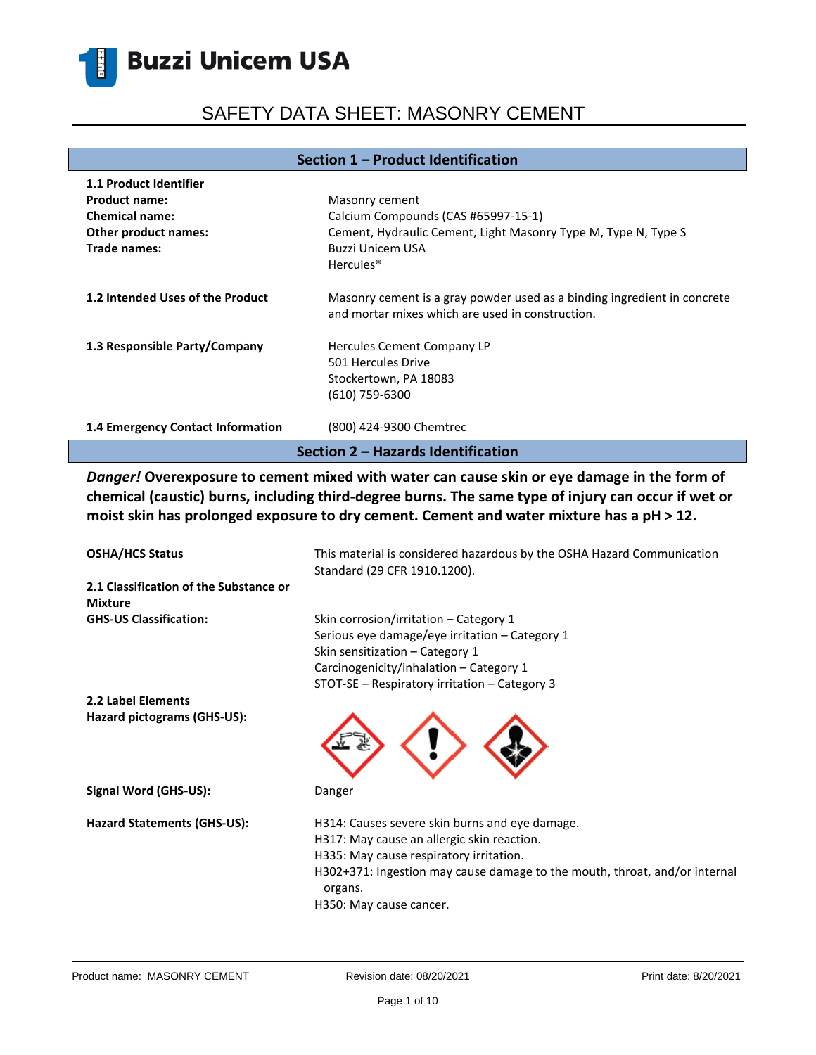Buzzi Unicem USA

# SAFETY DATA SHEET: MASONRY CEMENT

## Section 1 – Product Identification

| | |
|---|---|
| **1.1 Product Identifier** | |
| **Product name:** | Masonry cement |
| **Chemical name:** | Calcium Compounds (CAS #65997-15-1) |
| **Other product names:** | Cement, Hydraulic Cement, Light Masonry Type M, Type N, Type S |
| **Trade names:** | Buzzi Unicem USA<br>Hercules® |
| **1.2 Intended Uses of the Product** | Masonry cement is a gray powder used as a binding ingredient in concrete and mortar mixes which are used in construction. |
| **1.3 Responsible Party/Company** | Hercules Cement Company LP<br>501 Hercules Drive<br>Stockertown, PA 18083<br>(610) 759-6300 |
| **1.4 Emergency Contact Information** | (800) 424-9300 Chemtrec |

## Section 2 – Hazards Identification

***Danger!*** **Overexposure to cement mixed with water can cause skin or eye damage in the form of chemical (caustic) burns, including third-degree burns. The same type of injury can occur if wet or moist skin has prolonged exposure to dry cement. Cement and water mixture has a pH > 12.**

| | |
|---|---|
| **OSHA/HCS Status** | This material is considered hazardous by the OSHA Hazard Communication Standard (29 CFR 1910.1200). |
| **2.1 Classification of the Substance or Mixture** | |
| **GHS-US Classification:** | Skin corrosion/irritation – Category 1<br>Serious eye damage/eye irritation – Category 1<br>Skin sensitization – Category 1<br>Carcinogenicity/inhalation – Category 1<br>STOT-SE – Respiratory irritation – Category 3 |
| **2.2 Label Elements** | |
| **Hazard pictograms (GHS-US):** | |
| **Signal Word (GHS-US):** | Danger |
| **Hazard Statements (GHS-US):** | H314: Causes severe skin burns and eye damage.<br>H317: May cause an allergic skin reaction.<br>H335: May cause respiratory irritation.<br>H302+371: Ingestion may cause damage to the mouth, throat, and/or internal organs.<br>H350: May cause cancer. |

Product name: MASONRY CEMENT  Revision date: 08/20/2021  Print date: 8/20/2021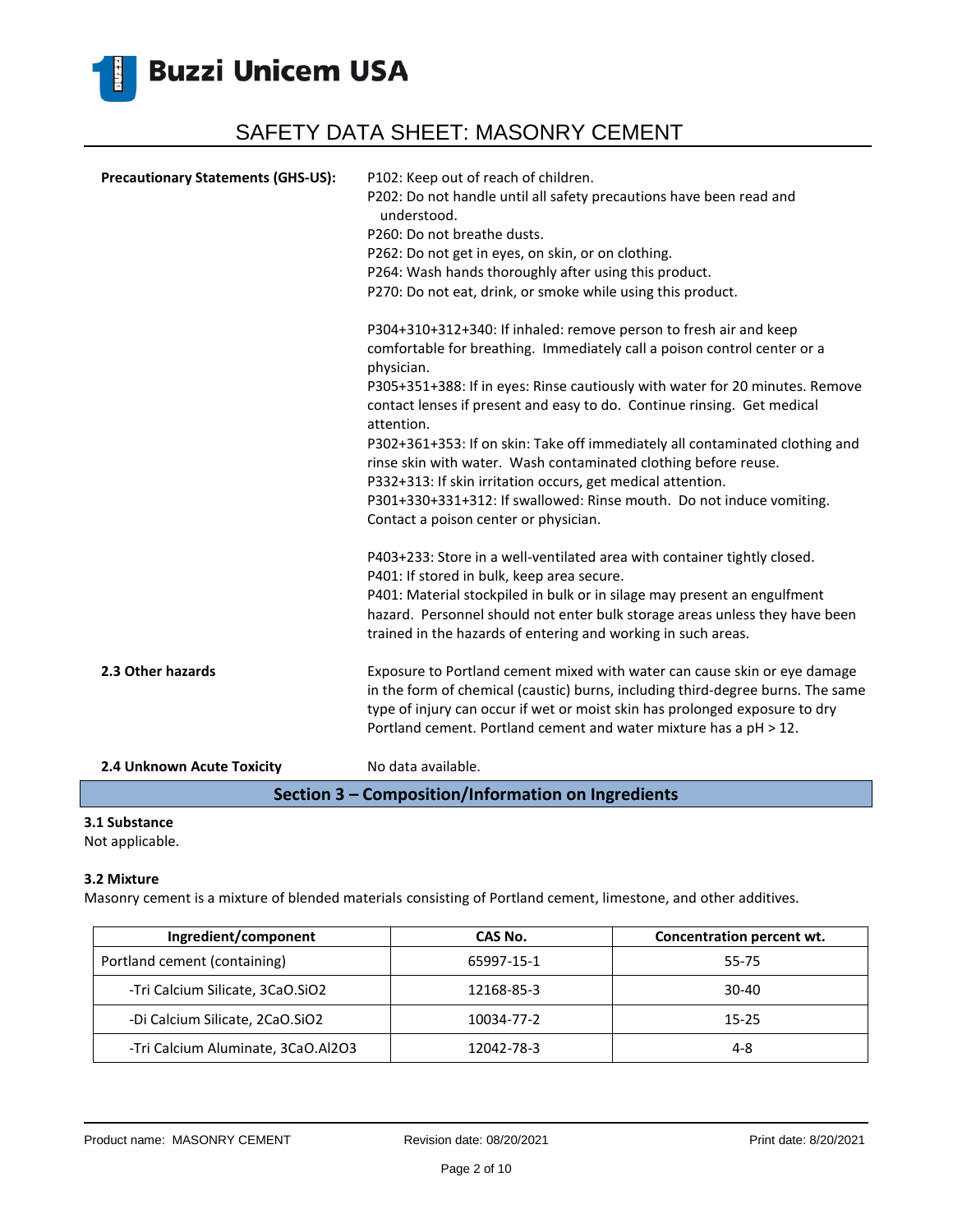**Precautionary Statements (GHS-US):**

P102: Keep out of reach of children.
P202: Do not handle until all safety precautions have been read and understood.
P260: Do not breathe dusts.
P262: Do not get in eyes, on skin, or on clothing.
P264: Wash hands thoroughly after using this product.
P270: Do not eat, drink, or smoke while using this product.

P304+310+312+340: If inhaled: remove person to fresh air and keep comfortable for breathing. Immediately call a poison control center or a physician.
P305+351+388: If in eyes: Rinse cautiously with water for 20 minutes. Remove contact lenses if present and easy to do. Continue rinsing. Get medical attention.
P302+361+353: If on skin: Take off immediately all contaminated clothing and rinse skin with water. Wash contaminated clothing before reuse.
P332+313: If skin irritation occurs, get medical attention.
P301+330+331+312: If swallowed: Rinse mouth. Do not induce vomiting. Contact a poison center or physician.

P403+233: Store in a well-ventilated area with container tightly closed.
P401: If stored in bulk, keep area secure.
P401: Material stockpiled in bulk or in silage may present an engulfment hazard. Personnel should not enter bulk storage areas unless they have been trained in the hazards of entering and working in such areas.

**2.3 Other hazards**

Exposure to Portland cement mixed with water can cause skin or eye damage in the form of chemical (caustic) burns, including third-degree burns. The same type of injury can occur if wet or moist skin has prolonged exposure to dry Portland cement. Portland cement and water mixture has a pH > 12.

**2.4 Unknown Acute Toxicity**

No data available.

## Section 3 – Composition/Information on Ingredients

### 3.1 Substance

Not applicable.

### 3.2 Mixture

Masonry cement is a mixture of blended materials consisting of Portland cement, limestone, and other additives.

| Ingredient/component | CAS No. | Concentration percent wt. |
|---|---|---|
| Portland cement (containing) | 65997-15-1 | 55-75 |
| -Tri Calcium Silicate, $3CaO.SiO_2$ | 12168-85-3 | 30-40 |
| -Di Calcium Silicate, $2CaO.SiO_2$ | 10034-77-2 | 15-25 |
| -Tri Calcium Aluminate, $3CaO.Al_2O_3$ | 12042-78-3 | 4-8 |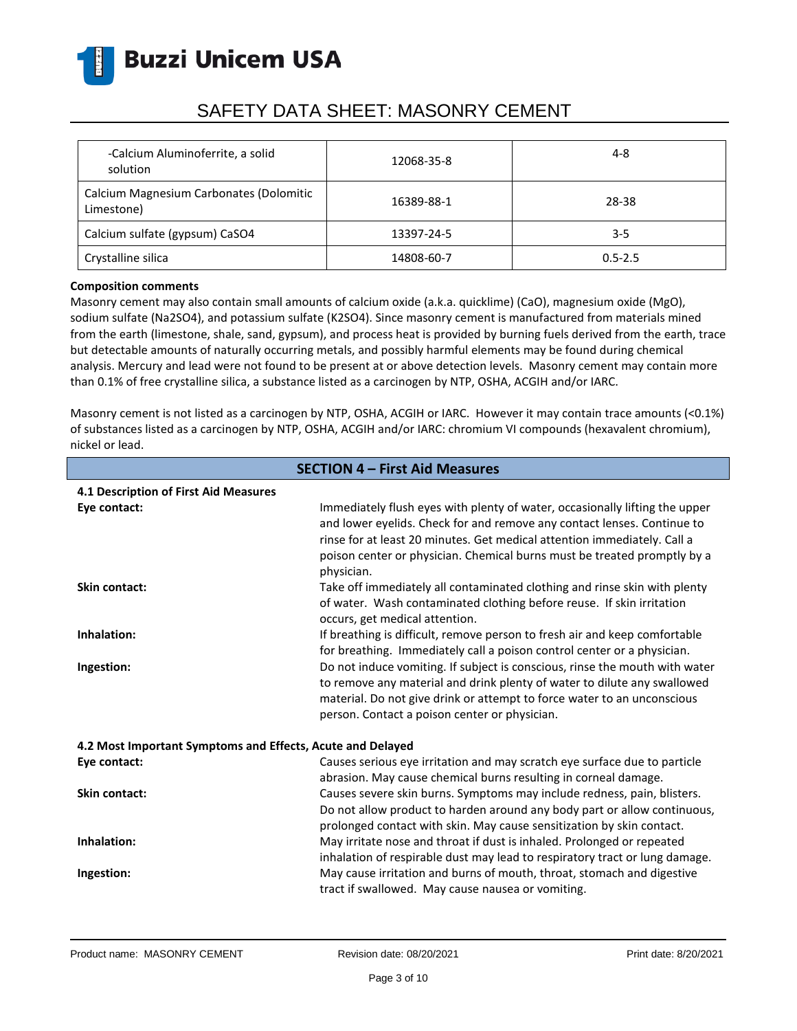| -Calcium Aluminoferrite, a solid solution | 12068-35-8 | 4-8 |
|---|---|---|
| Calcium Magnesium Carbonates (Dolomitic Limestone) | 16389-88-1 | 28-38 |
| Calcium sulfate (gypsum) $CaSO_4$ | 13397-24-5 | 3-5 |
| Crystalline silica | 14808-60-7 | 0.5-2.5 |

**Composition comments**

Masonry cement may also contain small amounts of calcium oxide (a.k.a. quicklime) ($CaO$), magnesium oxide ($MgO$), sodium sulfate ($Na_2SO_4$), and potassium sulfate ($K_2SO_4$). Since masonry cement is manufactured from materials mined from the earth (limestone, shale, sand, gypsum), and process heat is provided by burning fuels derived from the earth, trace but detectable amounts of naturally occurring metals, and possibly harmful elements may be found during chemical analysis. Mercury and lead were not found to be present at or above detection levels. Masonry cement may contain more than 0.1% of free crystalline silica, a substance listed as a carcinogen by NTP, OSHA, ACGIH and/or IARC.

Masonry cement is not listed as a carcinogen by NTP, OSHA, ACGIH or IARC. However it may contain trace amounts (<0.1%) of substances listed as a carcinogen by NTP, OSHA, ACGIH and/or IARC: chromium VI compounds (hexavalent chromium), nickel or lead.

## SECTION 4 – First Aid Measures

### 4.1 Description of First Aid Measures

**Eye contact:** Immediately flush eyes with plenty of water, occasionally lifting the upper and lower eyelids. Check for and remove any contact lenses. Continue to rinse for at least 20 minutes. Get medical attention immediately. Call a poison center or physician. Chemical burns must be treated promptly by a physician.

**Skin contact:** Take off immediately all contaminated clothing and rinse skin with plenty of water. Wash contaminated clothing before reuse. If skin irritation occurs, get medical attention.

**Inhalation:** If breathing is difficult, remove person to fresh air and keep comfortable for breathing. Immediately call a poison control center or a physician.

**Ingestion:** Do not induce vomiting. If subject is conscious, rinse the mouth with water to remove any material and drink plenty of water to dilute any swallowed material. Do not give drink or attempt to force water to an unconscious person. Contact a poison center or physician.

### 4.2 Most Important Symptoms and Effects, Acute and Delayed

**Eye contact:** Causes serious eye irritation and may scratch eye surface due to particle abrasion. May cause chemical burns resulting in corneal damage.

**Skin contact:** Causes severe skin burns. Symptoms may include redness, pain, blisters. Do not allow product to harden around any body part or allow continuous, prolonged contact with skin. May cause sensitization by skin contact.

**Inhalation:** May irritate nose and throat if dust is inhaled. Prolonged or repeated inhalation of respirable dust may lead to respiratory tract or lung damage.

**Ingestion:** May cause irritation and burns of mouth, throat, stomach and digestive tract if swallowed. May cause nausea or vomiting.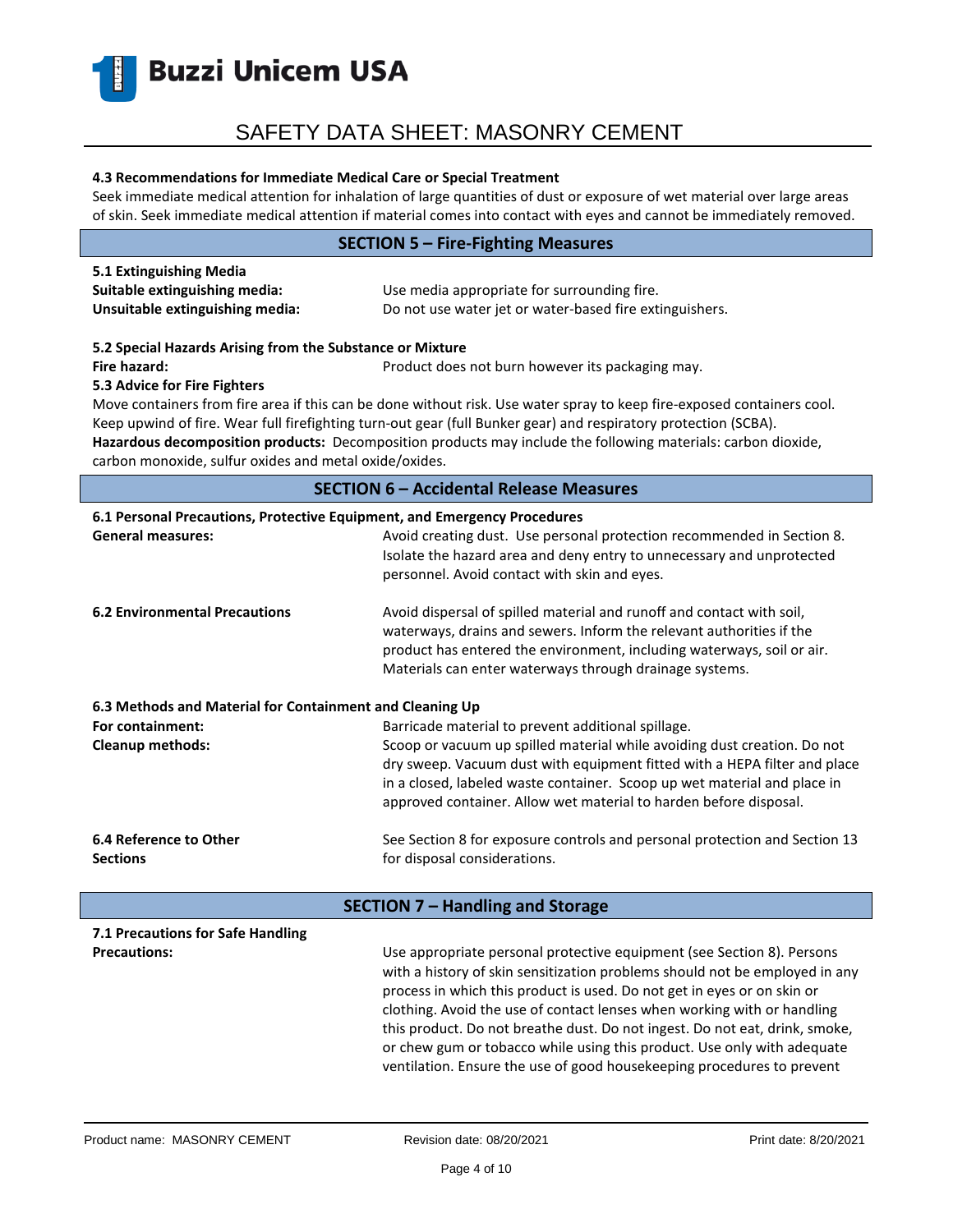#### 4.3 Recommendations for Immediate Medical Care or Special Treatment

Seek immediate medical attention for inhalation of large quantities of dust or exposure of wet material over large areas of skin. Seek immediate medical attention if material comes into contact with eyes and cannot be immediately removed.

## SECTION 5 – Fire-Fighting Measures

#### 5.1 Extinguishing Media

| | |
|---|---|
| **Suitable extinguishing media:** | Use media appropriate for surrounding fire. |
| **Unsuitable extinguishing media:** | Do not use water jet or water-based fire extinguishers. |

#### 5.2 Special Hazards Arising from the Substance or Mixture

| | |
|---|---|
| **Fire hazard:** | Product does not burn however its packaging may. |

#### 5.3 Advice for Fire Fighters

Move containers from fire area if this can be done without risk. Use water spray to keep fire-exposed containers cool. Keep upwind of fire. Wear full firefighting turn-out gear (full Bunker gear) and respiratory protection (SCBA).

**Hazardous decomposition products:** Decomposition products may include the following materials: carbon dioxide, carbon monoxide, sulfur oxides and metal oxide/oxides.

## SECTION 6 – Accidental Release Measures

#### 6.1 Personal Precautions, Protective Equipment, and Emergency Procedures

| | |
|---|---|
| **General measures:** | Avoid creating dust. Use personal protection recommended in Section 8. Isolate the hazard area and deny entry to unnecessary and unprotected personnel. Avoid contact with skin and eyes. |
| **6.2 Environmental Precautions** | Avoid dispersal of spilled material and runoff and contact with soil, waterways, drains and sewers. Inform the relevant authorities if the product has entered the environment, including waterways, soil or air. Materials can enter waterways through drainage systems. |

#### 6.3 Methods and Material for Containment and Cleaning Up

| | |
|---|---|
| **For containment:** | Barricade material to prevent additional spillage. |
| **Cleanup methods:** | Scoop or vacuum up spilled material while avoiding dust creation. Do not dry sweep. Vacuum dust with equipment fitted with a HEPA filter and place in a closed, labeled waste container. Scoop up wet material and place in approved container. Allow wet material to harden before disposal. |
| **6.4 Reference to Other Sections** | See Section 8 for exposure controls and personal protection and Section 13 for disposal considerations. |

## SECTION 7 – Handling and Storage

#### 7.1 Precautions for Safe Handling

| | |
|---|---|
| **Precautions:** | Use appropriate personal protective equipment (see Section 8). Persons with a history of skin sensitization problems should not be employed in any process in which this product is used. Do not get in eyes or on skin or clothing. Avoid the use of contact lenses when working with or handling this product. Do not breathe dust. Do not ingest. Do not eat, drink, smoke, or chew gum or tobacco while using this product. Use only with adequate ventilation. Ensure the use of good housekeeping procedures to prevent |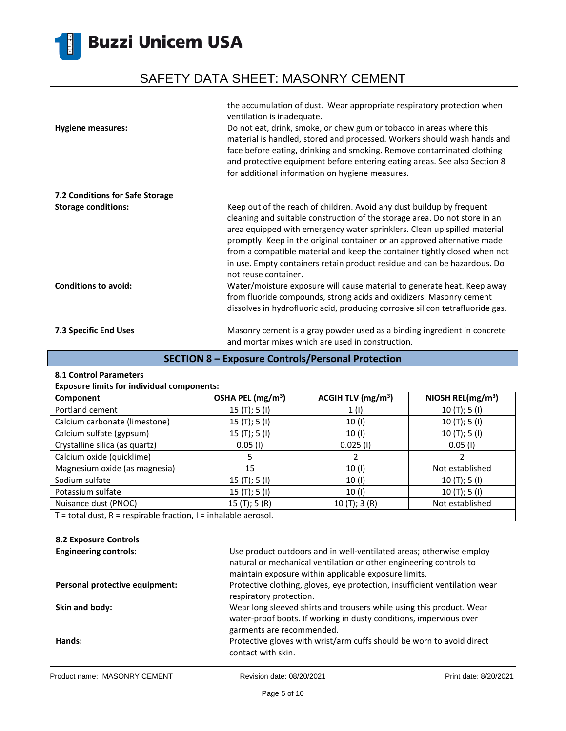the accumulation of dust. Wear appropriate respiratory protection when ventilation is inadequate.

**Hygiene measures:** Do not eat, drink, smoke, or chew gum or tobacco in areas where this material is handled, stored and processed. Workers should wash hands and face before eating, drinking and smoking. Remove contaminated clothing and protective equipment before entering eating areas. See also Section 8 for additional information on hygiene measures.

**7.2 Conditions for Safe Storage**

**Storage conditions:** Keep out of the reach of children. Avoid any dust buildup by frequent cleaning and suitable construction of the storage area. Do not store in an area equipped with emergency water sprinklers. Clean up spilled material promptly. Keep in the original container or an approved alternative made from a compatible material and keep the container tightly closed when not in use. Empty containers retain product residue and can be hazardous. Do not reuse container.

**Conditions to avoid:** Water/moisture exposure will cause material to generate heat. Keep away from fluoride compounds, strong acids and oxidizers. Masonry cement dissolves in hydrofluoric acid, producing corrosive silicon tetrafluoride gas.

**7.3 Specific End Uses** Masonry cement is a gray powder used as a binding ingredient in concrete and mortar mixes which are used in construction.

## SECTION 8 – Exposure Controls/Personal Protection

**8.1 Control Parameters**

**Exposure limits for individual components:**

| Component | OSHA PEL (mg/m$^3$) | ACGIH TLV (mg/m$^3$) | NIOSH REL(mg/m$^3$) |
|---|---|---|---|
| Portland cement | 15 (T); 5 (I) | 1 (I) | 10 (T); 5 (I) |
| Calcium carbonate (limestone) | 15 (T); 5 (I) | 10 (I) | 10 (T); 5 (I) |
| Calcium sulfate (gypsum) | 15 (T); 5 (I) | 10 (I) | 10 (T); 5 (I) |
| Crystalline silica (as quartz) | 0.05 (I) | 0.025 (I) | 0.05 (I) |
| Calcium oxide (quicklime) | 5 | 2 | 2 |
| Magnesium oxide (as magnesia) | 15 | 10 (I) | Not established |
| Sodium sulfate | 15 (T); 5 (I) | 10 (I) | 10 (T); 5 (I) |
| Potassium sulfate | 15 (T); 5 (I) | 10 (I) | 10 (T); 5 (I) |
| Nuisance dust (PNOC) | 15 (T); 5 (R) | 10 (T); 3 (R) | Not established |
| T = total dust, R = respirable fraction, I = inhalable aerosol. | | | |

**8.2 Exposure Controls**

**Engineering controls:** Use product outdoors and in well-ventilated areas; otherwise employ natural or mechanical ventilation or other engineering controls to maintain exposure within applicable exposure limits.

**Personal protective equipment:** Protective clothing, gloves, eye protection, insufficient ventilation wear respiratory protection.

**Skin and body:** Wear long sleeved shirts and trousers while using this product. Wear water-proof boots. If working in dusty conditions, impervious over garments are recommended.

**Hands:** Protective gloves with wrist/arm cuffs should be worn to avoid direct contact with skin.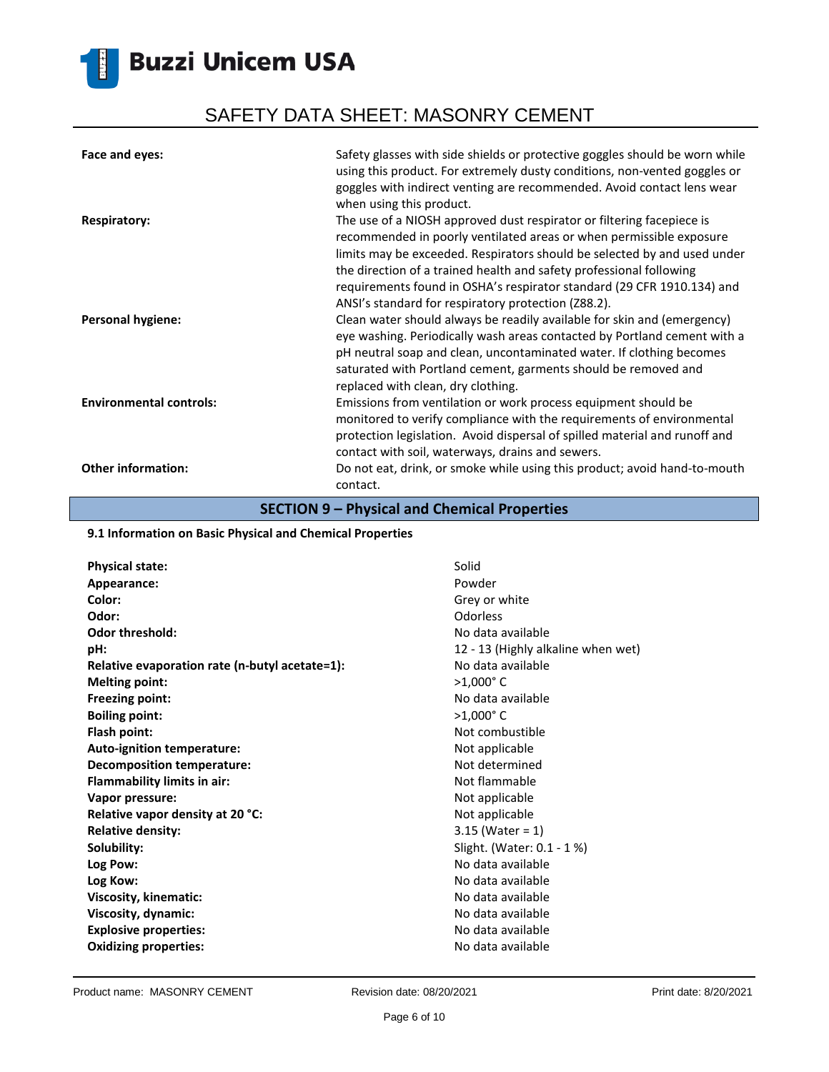| | |
|---|---|
| **Face and eyes:** | Safety glasses with side shields or protective goggles should be worn while using this product. For extremely dusty conditions, non-vented goggles or goggles with indirect venting are recommended. Avoid contact lens wear when using this product. |
| **Respiratory:** | The use of a NIOSH approved dust respirator or filtering facepiece is recommended in poorly ventilated areas or when permissible exposure limits may be exceeded. Respirators should be selected by and used under the direction of a trained health and safety professional following requirements found in OSHA's respirator standard (29 CFR 1910.134) and ANSI's standard for respiratory protection (Z88.2). |
| **Personal hygiene:** | Clean water should always be readily available for skin and (emergency) eye washing. Periodically wash areas contacted by Portland cement with a pH neutral soap and clean, uncontaminated water. If clothing becomes saturated with Portland cement, garments should be removed and replaced with clean, dry clothing. |
| **Environmental controls:** | Emissions from ventilation or work process equipment should be monitored to verify compliance with the requirements of environmental protection legislation. Avoid dispersal of spilled material and runoff and contact with soil, waterways, drains and sewers. |
| **Other information:** | Do not eat, drink, or smoke while using this product; avoid hand-to-mouth contact. |

## SECTION 9 – Physical and Chemical Properties

### 9.1 Information on Basic Physical and Chemical Properties

| | |
|---|---|
| **Physical state:** | Solid |
| **Appearance:** | Powder |
| **Color:** | Grey or white |
| **Odor:** | Odorless |
| **Odor threshold:** | No data available |
| **pH:** | 12 - 13 (Highly alkaline when wet) |
| **Relative evaporation rate (n-butyl acetate=1):** | No data available |
| **Melting point:** | >1,000° C |
| **Freezing point:** | No data available |
| **Boiling point:** | >1,000° C |
| **Flash point:** | Not combustible |
| **Auto-ignition temperature:** | Not applicable |
| **Decomposition temperature:** | Not determined |
| **Flammability limits in air:** | Not flammable |
| **Vapor pressure:** | Not applicable |
| **Relative vapor density at 20 °C:** | Not applicable |
| **Relative density:** | 3.15 (Water = 1) |
| **Solubility:** | Slight. (Water: 0.1 - 1 %) |
| **Log Pow:** | No data available |
| **Log Kow:** | No data available |
| **Viscosity, kinematic:** | No data available |
| **Viscosity, dynamic:** | No data available |
| **Explosive properties:** | No data available |
| **Oxidizing properties:** | No data available |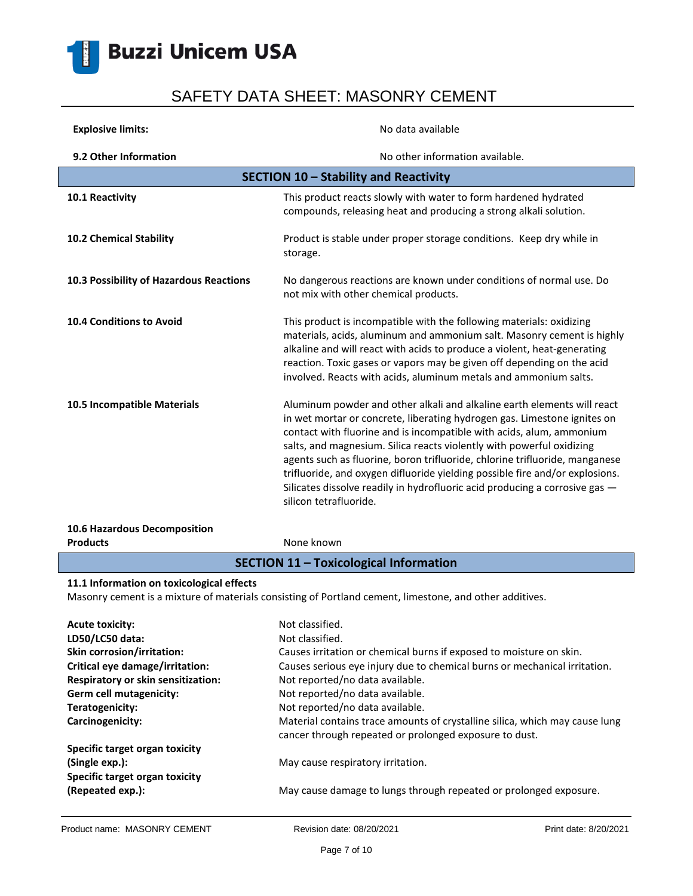| | |
|---|---|
| **Explosive limits:** | No data available |
| **9.2 Other Information** | No other information available. |

## SECTION 10 – Stability and Reactivity

| | |
|---|---|
| **10.1 Reactivity** | This product reacts slowly with water to form hardened hydrated compounds, releasing heat and producing a strong alkali solution. |
| **10.2 Chemical Stability** | Product is stable under proper storage conditions. Keep dry while in storage. |
| **10.3 Possibility of Hazardous Reactions** | No dangerous reactions are known under conditions of normal use. Do not mix with other chemical products. |
| **10.4 Conditions to Avoid** | This product is incompatible with the following materials: oxidizing materials, acids, aluminum and ammonium salt. Masonry cement is highly alkaline and will react with acids to produce a violent, heat-generating reaction. Toxic gases or vapors may be given off depending on the acid involved. Reacts with acids, aluminum metals and ammonium salts. |
| **10.5 Incompatible Materials** | Aluminum powder and other alkali and alkaline earth elements will react in wet mortar or concrete, liberating hydrogen gas. Limestone ignites on contact with fluorine and is incompatible with acids, alum, ammonium salts, and magnesium. Silica reacts violently with powerful oxidizing agents such as fluorine, boron trifluoride, chlorine trifluoride, manganese trifluoride, and oxygen difluoride yielding possible fire and/or explosions. Silicates dissolve readily in hydrofluoric acid producing a corrosive gas — silicon tetrafluoride. |
| **10.6 Hazardous Decomposition Products** | None known |

## SECTION 11 – Toxicological Information

**11.1 Information on toxicological effects**

Masonry cement is a mixture of materials consisting of Portland cement, limestone, and other additives.

| | |
|---|---|
| **Acute toxicity:** | Not classified. |
| **LD50/LC50 data:** | Not classified. |
| **Skin corrosion/irritation:** | Causes irritation or chemical burns if exposed to moisture on skin. |
| **Critical eye damage/irritation:** | Causes serious eye injury due to chemical burns or mechanical irritation. |
| **Respiratory or skin sensitization:** | Not reported/no data available. |
| **Germ cell mutagenicity:** | Not reported/no data available. |
| **Teratogenicity:** | Not reported/no data available. |
| **Carcinogenicity:** | Material contains trace amounts of crystalline silica, which may cause lung cancer through repeated or prolonged exposure to dust. |
| **Specific target organ toxicity (Single exp.):** | May cause respiratory irritation. |
| **Specific target organ toxicity (Repeated exp.):** | May cause damage to lungs through repeated or prolonged exposure. |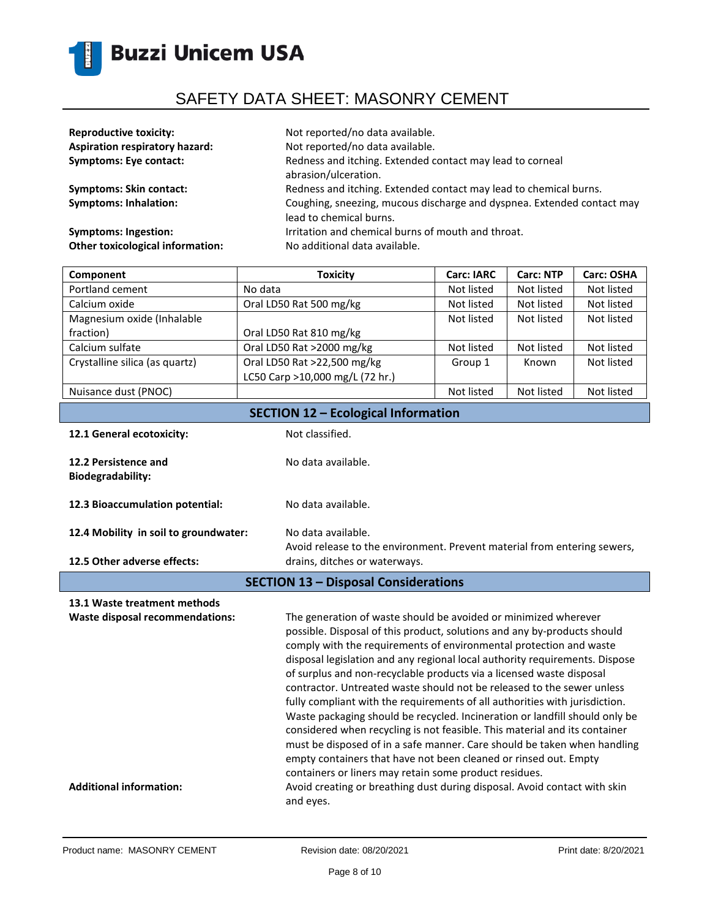**Reproductive toxicity:** Not reported/no data available.

**Aspiration respiratory hazard:** Not reported/no data available.

**Symptoms: Eye contact:** Redness and itching. Extended contact may lead to corneal abrasion/ulceration.

**Symptoms: Skin contact:** Redness and itching. Extended contact may lead to chemical burns.

**Symptoms: Inhalation:** Coughing, sneezing, mucous discharge and dyspnea. Extended contact may lead to chemical burns.

**Symptoms: Ingestion:** Irritation and chemical burns of mouth and throat.

**Other toxicological information:** No additional data available.

| Component | Toxicity | Carc: IARC | Carc: NTP | Carc: OSHA |
|---|---|---|---|---|
| Portland cement | No data | Not listed | Not listed | Not listed |
| Calcium oxide | Oral LD50 Rat 500 mg/kg | Not listed | Not listed | Not listed |
| Magnesium oxide (Inhalable fraction) | Oral LD50 Rat 810 mg/kg | Not listed | Not listed | Not listed |
| Calcium sulfate | Oral LD50 Rat >2000 mg/kg | Not listed | Not listed | Not listed |
| Crystalline silica (as quartz) | Oral LD50 Rat >22,500 mg/kg<br>LC50 Carp >10,000 mg/L (72 hr.) | Group 1 | Known | Not listed |
| Nuisance dust (PNOC) | | Not listed | Not listed | Not listed |

## SECTION 12 – Ecological Information

**12.1 General ecotoxicity:** Not classified.

**12.2 Persistence and Biodegradability:** No data available.

**12.3 Bioaccumulation potential:** No data available.

**12.4 Mobility in soil to groundwater:** No data available.

**12.5 Other adverse effects:** Avoid release to the environment. Prevent material from entering sewers, drains, ditches or waterways.

## SECTION 13 – Disposal Considerations

**13.1 Waste treatment methods**

**Waste disposal recommendations:** The generation of waste should be avoided or minimized wherever possible. Disposal of this product, solutions and any by-products should comply with the requirements of environmental protection and waste disposal legislation and any regional local authority requirements. Dispose of surplus and non-recyclable products via a licensed waste disposal contractor. Untreated waste should not be released to the sewer unless fully compliant with the requirements of all authorities with jurisdiction. Waste packaging should be recycled. Incineration or landfill should only be considered when recycling is not feasible. This material and its container must be disposed of in a safe manner. Care should be taken when handling empty containers that have not been cleaned or rinsed out. Empty containers or liners may retain some product residues.

**Additional information:** Avoid creating or breathing dust during disposal. Avoid contact with skin and eyes.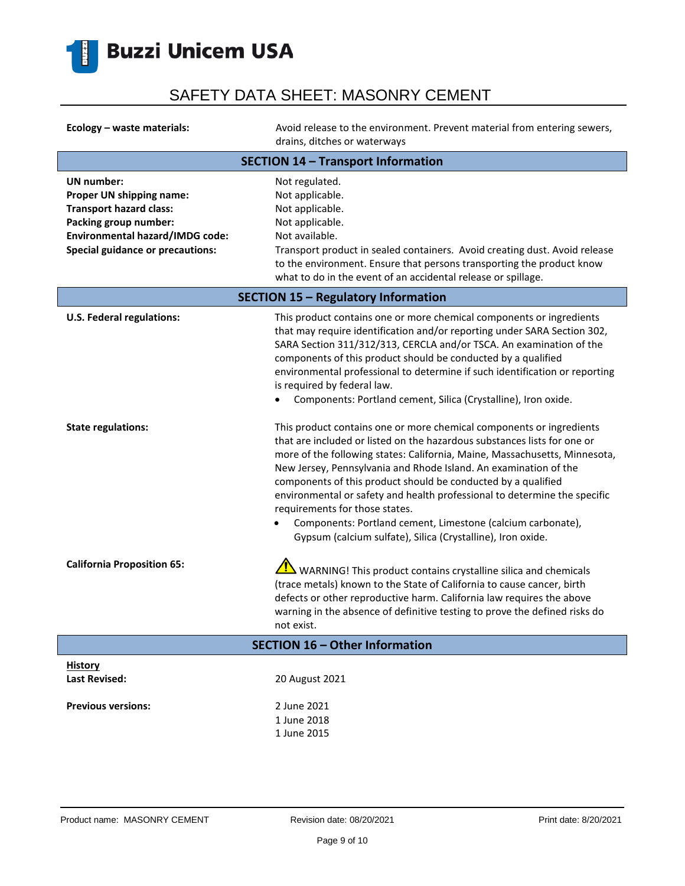**Ecology – waste materials:** Avoid release to the environment. Prevent material from entering sewers, drains, ditches or waterways

## SECTION 14 – Transport Information

**UN number:** Not regulated.

**Proper UN shipping name:** Not applicable.

**Transport hazard class:** Not applicable.

**Packing group number:** Not applicable.

**Environmental hazard/IMDG code:** Not available.

**Special guidance or precautions:** Transport product in sealed containers. Avoid creating dust. Avoid release to the environment. Ensure that persons transporting the product know what to do in the event of an accidental release or spillage.

## SECTION 15 – Regulatory Information

**U.S. Federal regulations:** This product contains one or more chemical components or ingredients that may require identification and/or reporting under SARA Section 302, SARA Section 311/312/313, CERCLA and/or TSCA. An examination of the components of this product should be conducted by a qualified environmental professional to determine if such identification or reporting is required by federal law.

- Components: Portland cement, Silica (Crystalline), Iron oxide.

**State regulations:** This product contains one or more chemical components or ingredients that are included or listed on the hazardous substances lists for one or more of the following states: California, Maine, Massachusetts, Minnesota, New Jersey, Pennsylvania and Rhode Island. An examination of the components of this product should be conducted by a qualified environmental or safety and health professional to determine the specific requirements for those states.

- Components: Portland cement, Limestone (calcium carbonate), Gypsum (calcium sulfate), Silica (Crystalline), Iron oxide.

**California Proposition 65:** ⚠ WARNING! This product contains crystalline silica and chemicals (trace metals) known to the State of California to cause cancer, birth defects or other reproductive harm. California law requires the above warning in the absence of definitive testing to prove the defined risks do not exist.

## SECTION 16 – Other Information

**History**

**Last Revised:** 20 August 2021

**Previous versions:**
2 June 2021
1 June 2018
1 June 2015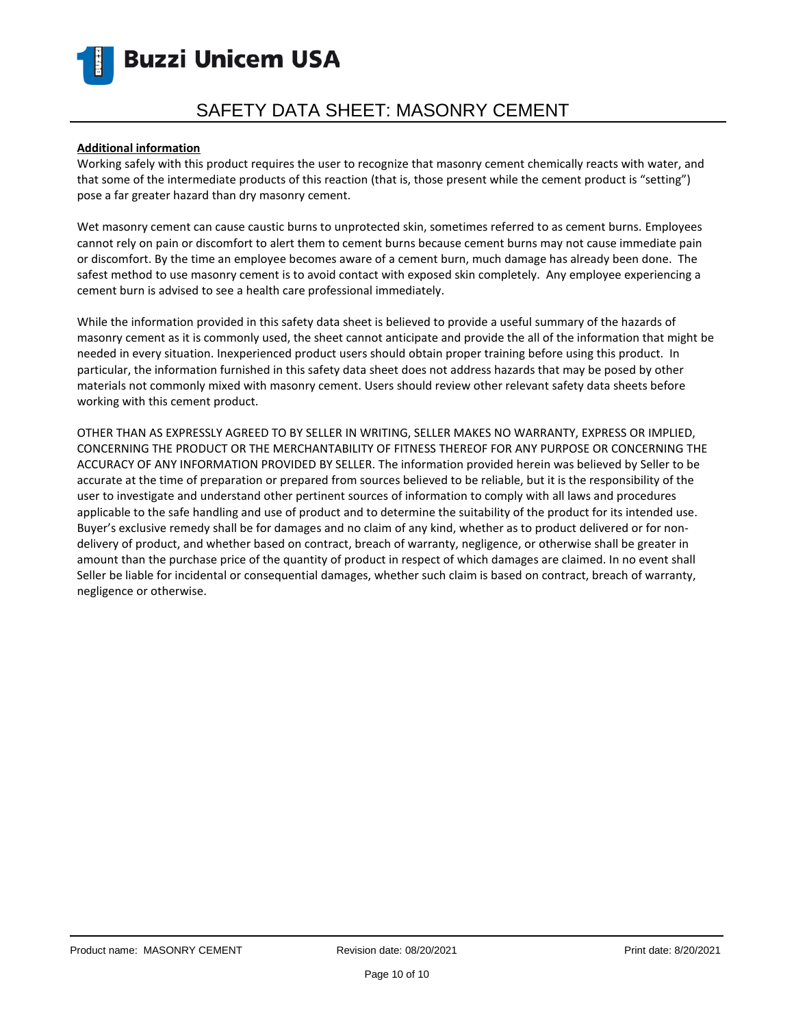**Additional information**

Working safely with this product requires the user to recognize that masonry cement chemically reacts with water, and that some of the intermediate products of this reaction (that is, those present while the cement product is "setting") pose a far greater hazard than dry masonry cement.

Wet masonry cement can cause caustic burns to unprotected skin, sometimes referred to as cement burns. Employees cannot rely on pain or discomfort to alert them to cement burns because cement burns may not cause immediate pain or discomfort. By the time an employee becomes aware of a cement burn, much damage has already been done. The safest method to use masonry cement is to avoid contact with exposed skin completely. Any employee experiencing a cement burn is advised to see a health care professional immediately.

While the information provided in this safety data sheet is believed to provide a useful summary of the hazards of masonry cement as it is commonly used, the sheet cannot anticipate and provide the all of the information that might be needed in every situation. Inexperienced product users should obtain proper training before using this product. In particular, the information furnished in this safety data sheet does not address hazards that may be posed by other materials not commonly mixed with masonry cement. Users should review other relevant safety data sheets before working with this cement product.

OTHER THAN AS EXPRESSLY AGREED TO BY SELLER IN WRITING, SELLER MAKES NO WARRANTY, EXPRESS OR IMPLIED, CONCERNING THE PRODUCT OR THE MERCHANTABILITY OF FITNESS THEREOF FOR ANY PURPOSE OR CONCERNING THE ACCURACY OF ANY INFORMATION PROVIDED BY SELLER. The information provided herein was believed by Seller to be accurate at the time of preparation or prepared from sources believed to be reliable, but it is the responsibility of the user to investigate and understand other pertinent sources of information to comply with all laws and procedures applicable to the safe handling and use of product and to determine the suitability of the product for its intended use. Buyer's exclusive remedy shall be for damages and no claim of any kind, whether as to product delivered or for non-delivery of product, and whether based on contract, breach of warranty, negligence, or otherwise shall be greater in amount than the purchase price of the quantity of product in respect of which damages are claimed. In no event shall Seller be liable for incidental or consequential damages, whether such claim is based on contract, breach of warranty, negligence or otherwise.